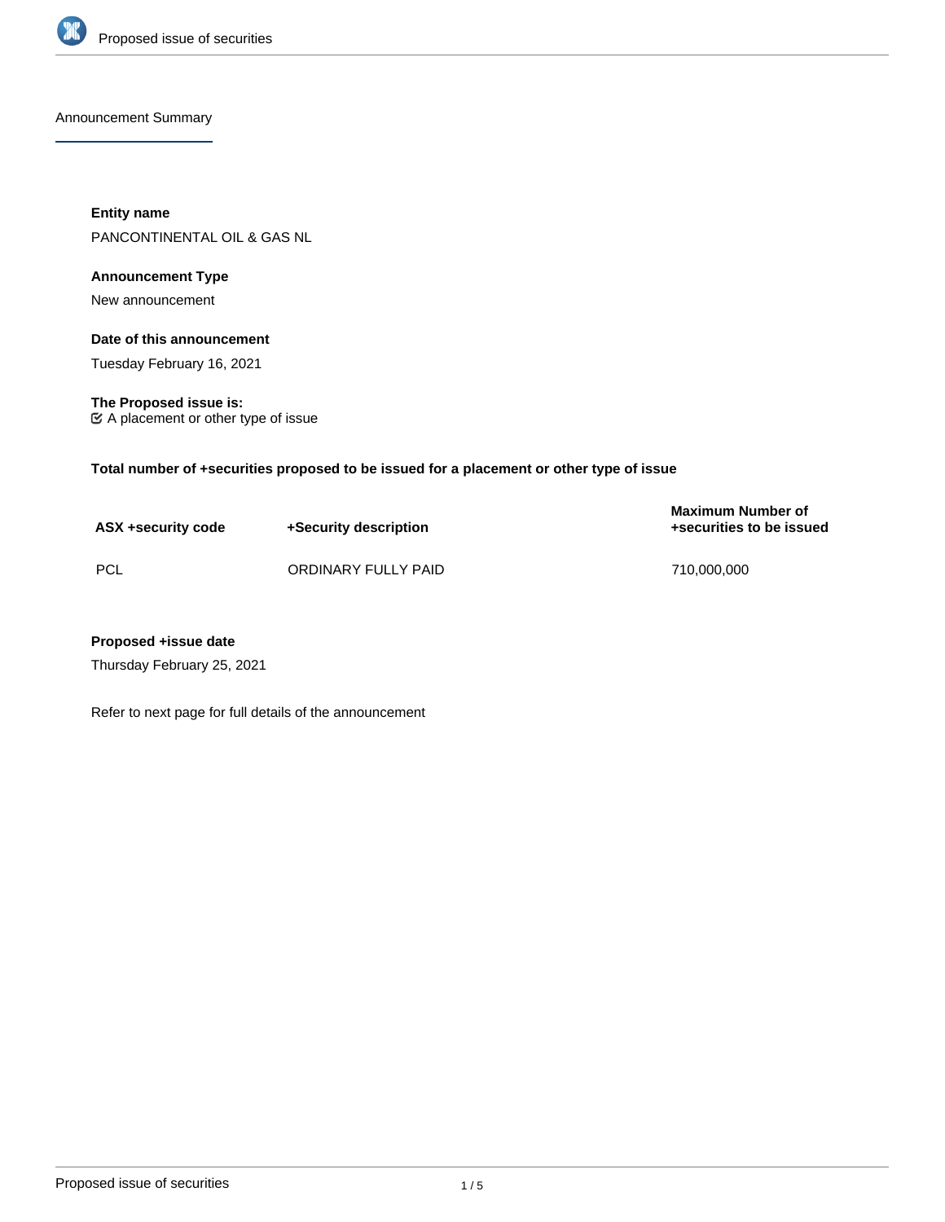Announcement Summary

**Entity name**

PANCONTINENTAL OIL & GAS NL

**Announcement Type**

New announcement

**Date of this announcement**

Tuesday February 16, 2021

**The Proposed issue is:**

☑ A placement or other type of issue

**Total number of +securities proposed to be issued for a placement or other type of issue**

| ASX +security code | +Security description | Maximum Number of +securities to be issued |
|---|---|---|
| PCL | ORDINARY FULLY PAID | 710,000,000 |

**Proposed +issue date**

Thursday February 25, 2021

Refer to next page for full details of the announcement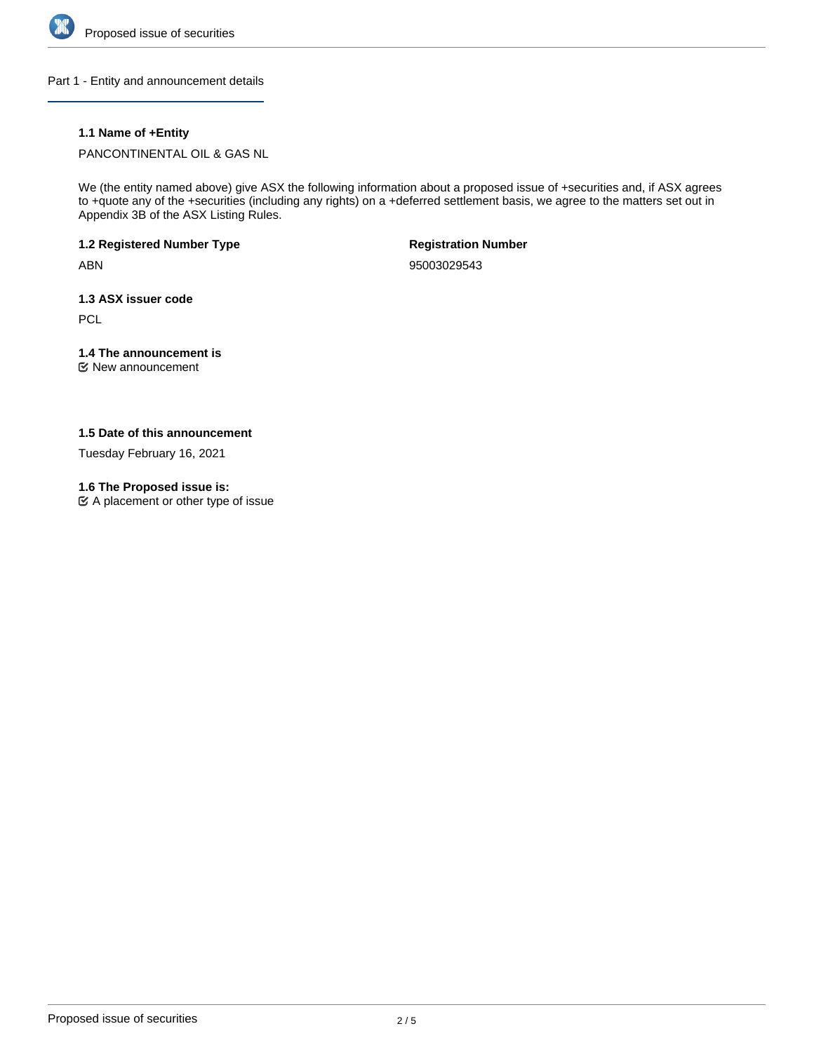## Part 1 - Entity and announcement details

### 1.1 Name of +Entity

PANCONTINENTAL OIL & GAS NL

We (the entity named above) give ASX the following information about a proposed issue of +securities and, if ASX agrees to +quote any of the +securities (including any rights) on a +deferred settlement basis, we agree to the matters set out in Appendix 3B of the ASX Listing Rules.

**1.2 Registered Number Type**

ABN

**Registration Number**

95003029543

**1.3 ASX issuer code**

PCL

**1.4 The announcement is**

☑ New announcement

**1.5 Date of this announcement**

Tuesday February 16, 2021

**1.6 The Proposed issue is:**

☑ A placement or other type of issue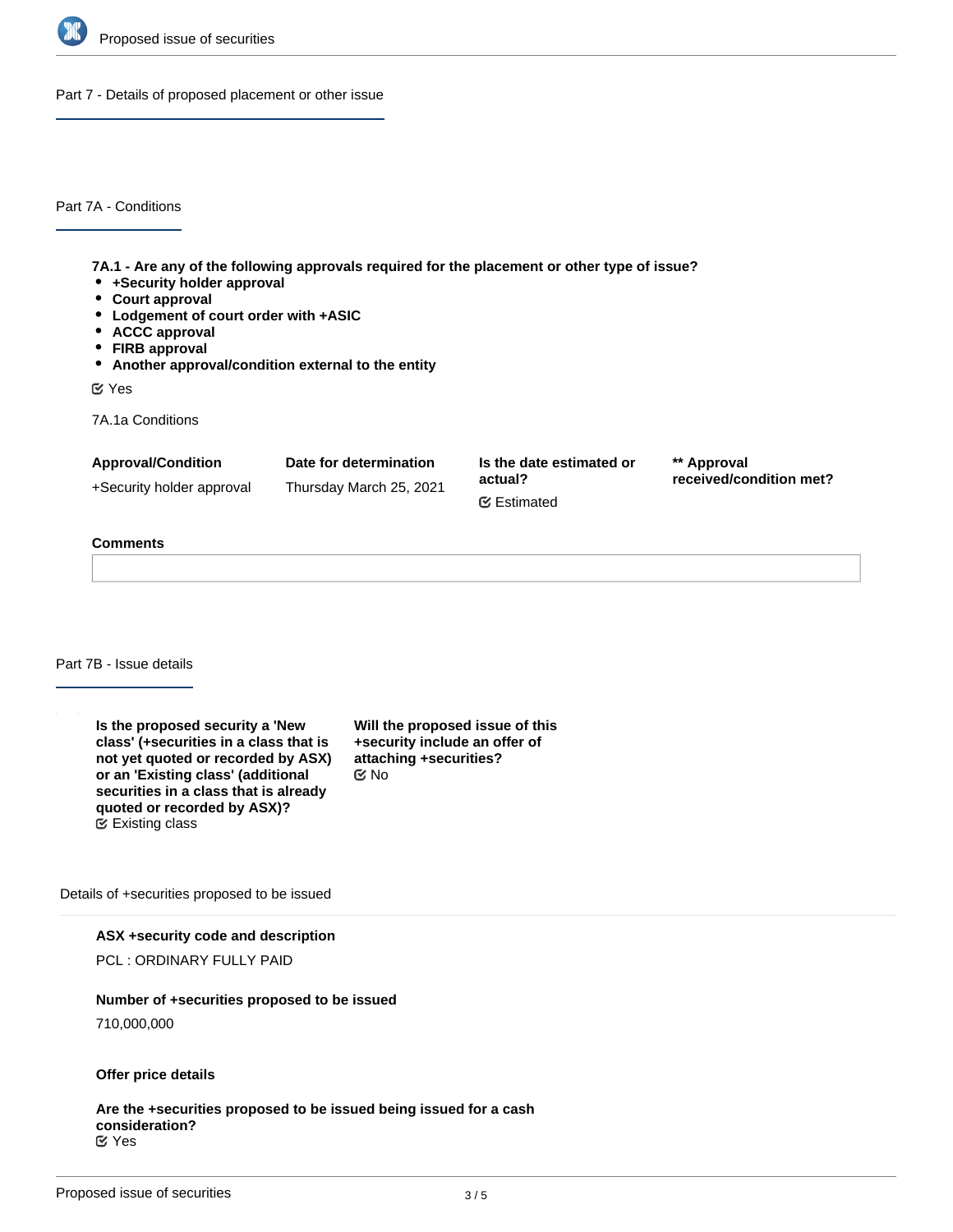## Part 7 - Details of proposed placement or other issue

### Part 7A - Conditions

**7A.1 - Are any of the following approvals required for the placement or other type of issue?**

- **+Security holder approval**
- **Court approval**
- **Lodgement of court order with +ASIC**
- **ACCC approval**
- **FIRB approval**
- **Another approval/condition external to the entity**

Yes

7A.1a Conditions

| Approval/Condition | Date for determination | Is the date estimated or actual? | ** Approval received/condition met? |
|---|---|---|---|
| +Security holder approval | Thursday March 25, 2021 | Estimated | |

**Comments**

### Part 7B - Issue details

**Is the proposed security a 'New class' (+securities in a class that is not yet quoted or recorded by ASX) or an 'Existing class' (additional securities in a class that is already quoted or recorded by ASX)?**
Existing class

**Will the proposed issue of this +security include an offer of attaching +securities?**
No

Details of +securities proposed to be issued

**ASX +security code and description**

PCL : ORDINARY FULLY PAID

**Number of +securities proposed to be issued**

710,000,000

**Offer price details**

**Are the +securities proposed to be issued being issued for a cash consideration?**
Yes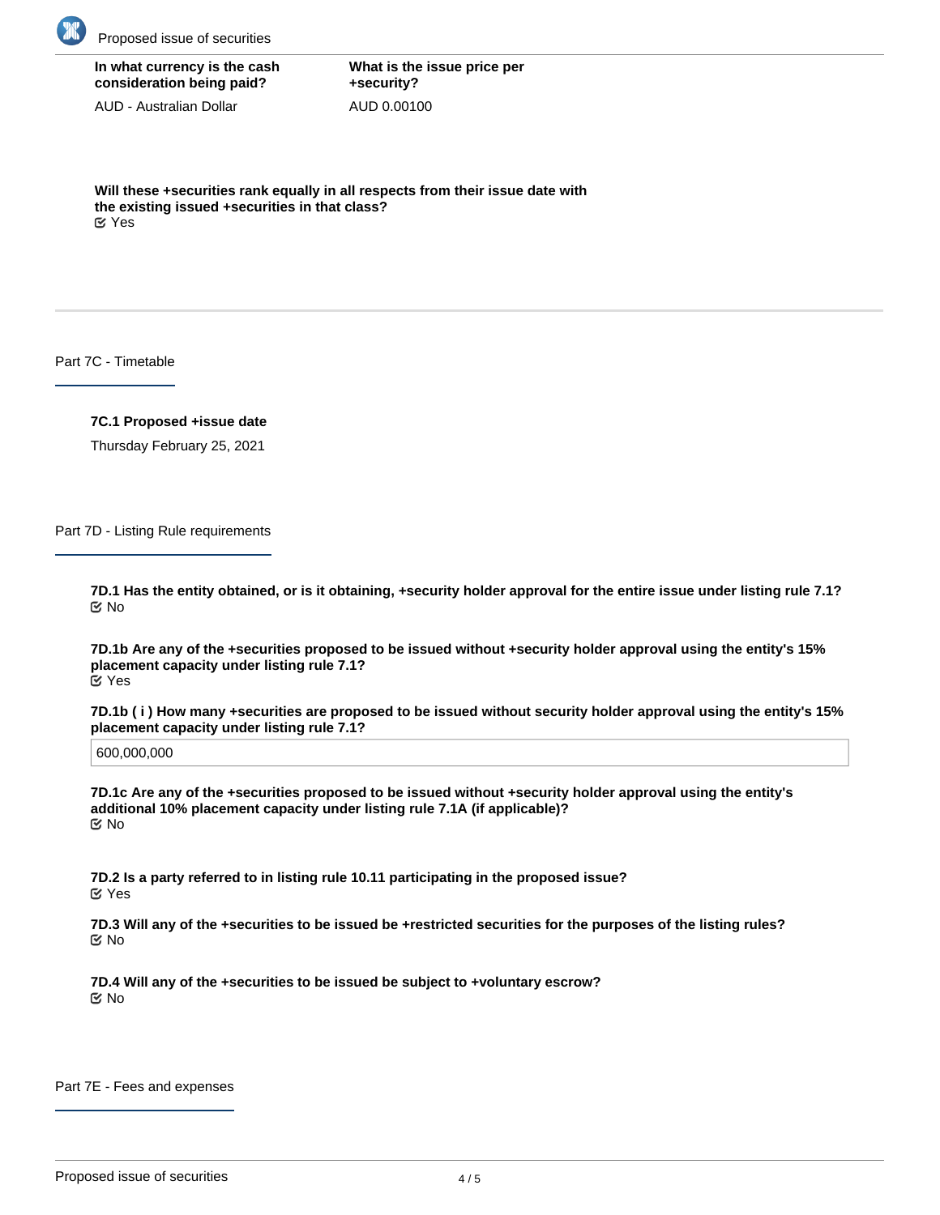**In what currency is the cash consideration being paid?**

AUD - Australian Dollar

**What is the issue price per +security?**

AUD 0.00100

**Will these +securities rank equally in all respects from their issue date with the existing issued +securities in that class?**

Yes

## Part 7C - Timetable

**7C.1 Proposed +issue date**

Thursday February 25, 2021

## Part 7D - Listing Rule requirements

**7D.1 Has the entity obtained, or is it obtaining, +security holder approval for the entire issue under listing rule 7.1?**

No

**7D.1b Are any of the +securities proposed to be issued without +security holder approval using the entity's 15% placement capacity under listing rule 7.1?**

Yes

**7D.1b ( i ) How many +securities are proposed to be issued without security holder approval using the entity's 15% placement capacity under listing rule 7.1?**

600,000,000

**7D.1c Are any of the +securities proposed to be issued without +security holder approval using the entity's additional 10% placement capacity under listing rule 7.1A (if applicable)?**

No

**7D.2 Is a party referred to in listing rule 10.11 participating in the proposed issue?**

Yes

**7D.3 Will any of the +securities to be issued be +restricted securities for the purposes of the listing rules?**

No

**7D.4 Will any of the +securities to be issued be subject to +voluntary escrow?**

No

## Part 7E - Fees and expenses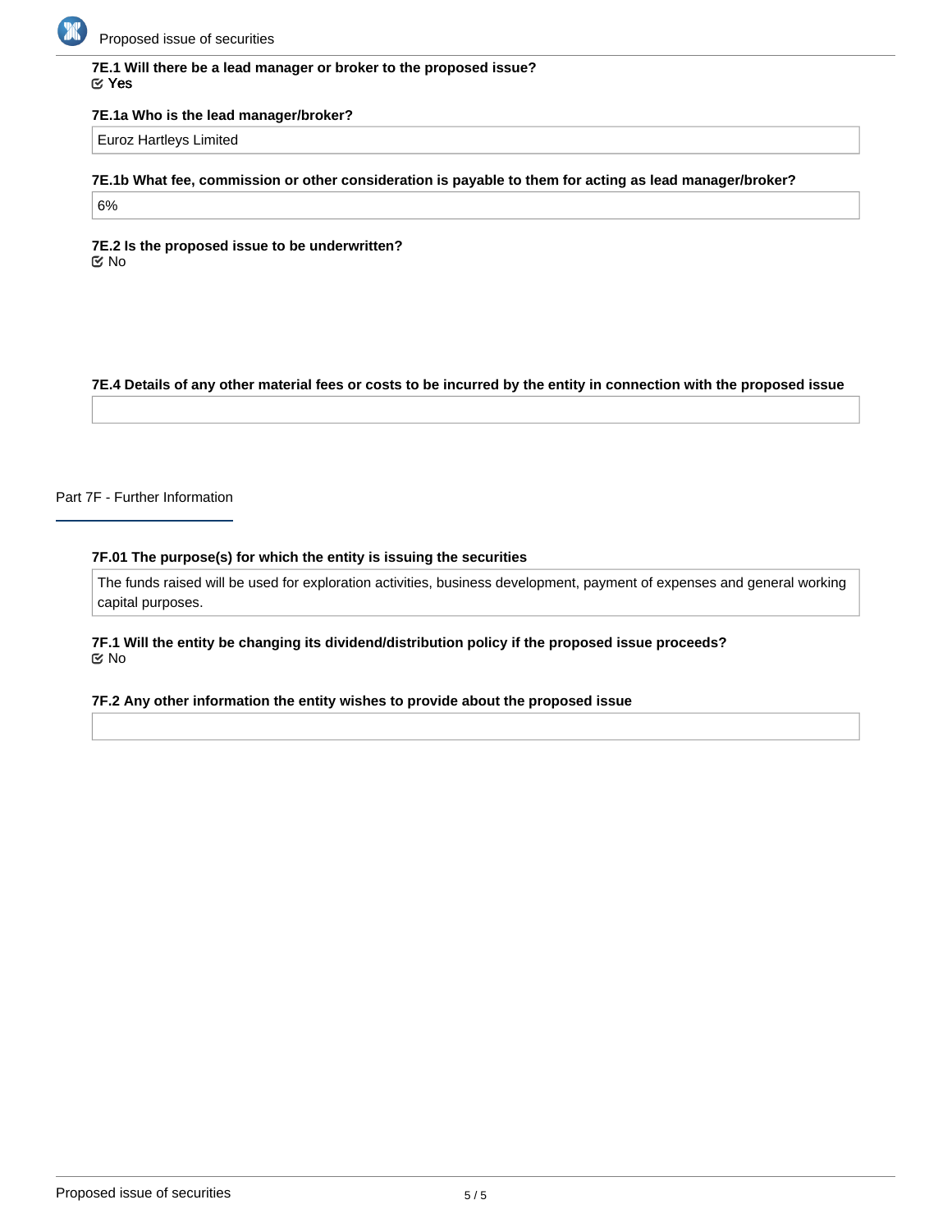**7E.1 Will there be a lead manager or broker to the proposed issue?**
☑ Yes

**7E.1a Who is the lead manager/broker?**

Euroz Hartleys Limited

**7E.1b What fee, commission or other consideration is payable to them for acting as lead manager/broker?**

6%

**7E.2 Is the proposed issue to be underwritten?**
☑ No

**7E.4 Details of any other material fees or costs to be incurred by the entity in connection with the proposed issue**

## Part 7F - Further Information

**7F.01 The purpose(s) for which the entity is issuing the securities**

The funds raised will be used for exploration activities, business development, payment of expenses and general working capital purposes.

**7F.1 Will the entity be changing its dividend/distribution policy if the proposed issue proceeds?**
☑ No

**7F.2 Any other information the entity wishes to provide about the proposed issue**